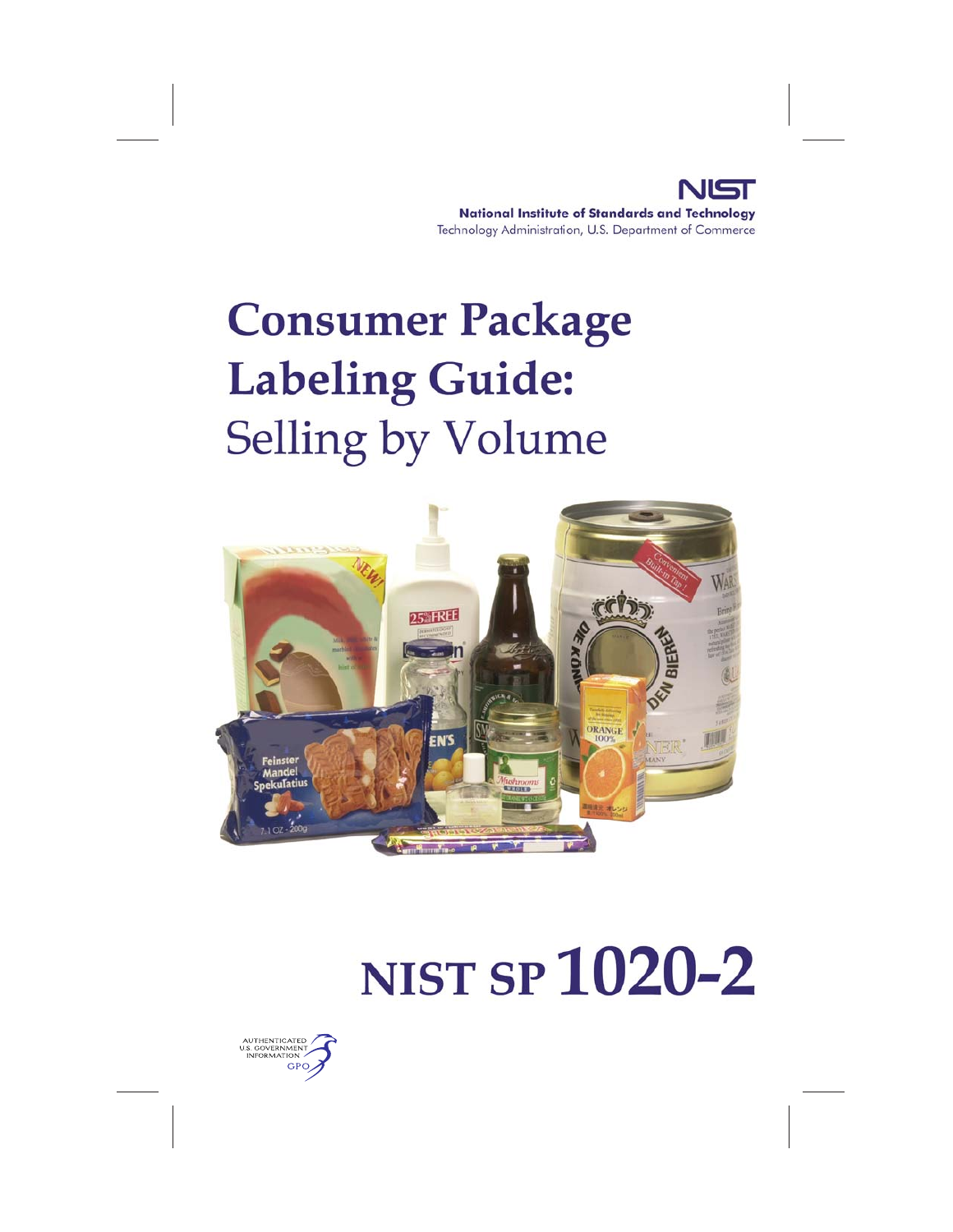**NIST**

**National Institute of Standards and Technology**

Technology Administration, U.S. Department of Commerce

# Consumer Package Labeling Guide:

## Selling by Volume

# NIST SP 1020-2

AUTHENTICATED U.S. GOVERNMENT INFORMATION GPO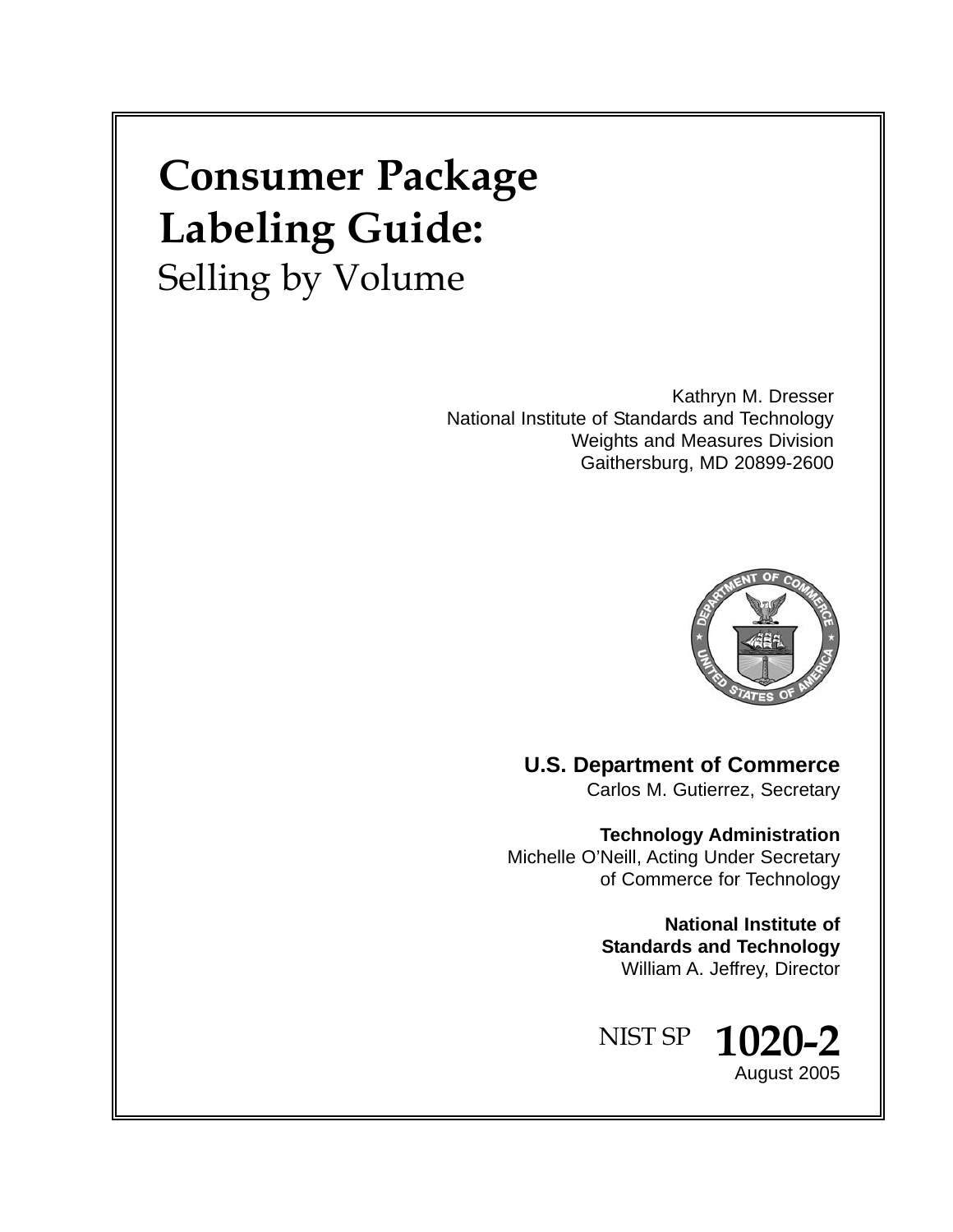# Consumer Package Labeling Guide:

## Selling by Volume

Kathryn M. Dresser
National Institute of Standards and Technology
Weights and Measures Division
Gaithersburg, MD 20899-2600

**U.S. Department of Commerce**
Carlos M. Gutierrez, Secretary

**Technology Administration**
Michelle O'Neill, Acting Under Secretary
of Commerce for Technology

**National Institute of Standards and Technology**
William A. Jeffrey, Director

NIST SP **1020-2**
August 2005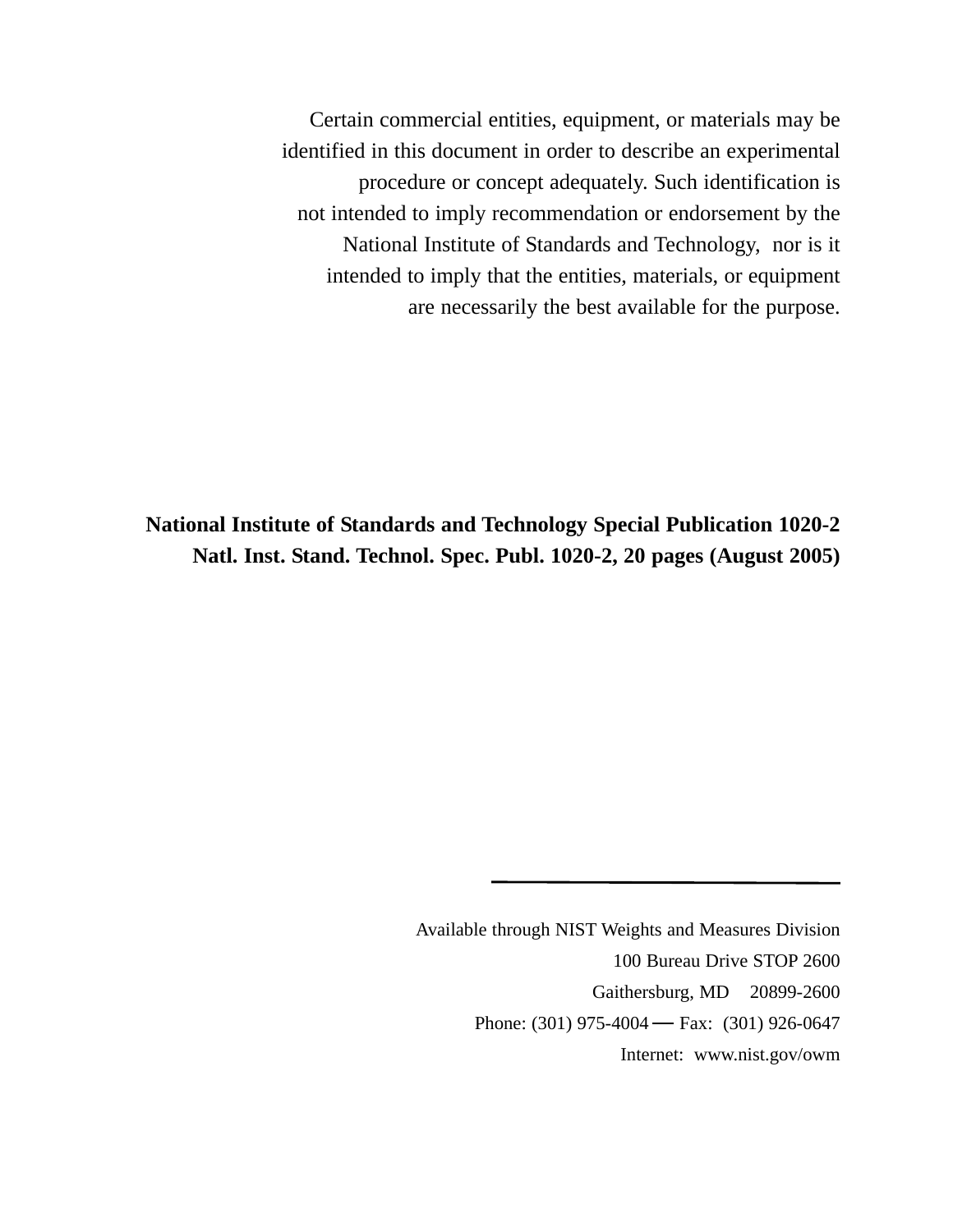Certain commercial entities, equipment, or materials may be identified in this document in order to describe an experimental procedure or concept adequately. Such identification is not intended to imply recommendation or endorsement by the National Institute of Standards and Technology, nor is it intended to imply that the entities, materials, or equipment are necessarily the best available for the purpose.

**National Institute of Standards and Technology Special Publication 1020-2**
**Natl. Inst. Stand. Technol. Spec. Publ. 1020-2, 20 pages (August 2005)**

---

Available through NIST Weights and Measures Division
100 Bureau Drive STOP 2600
Gaithersburg, MD 20899-2600
Phone: (301) 975-4004 — Fax: (301) 926-0647
Internet: www.nist.gov/owm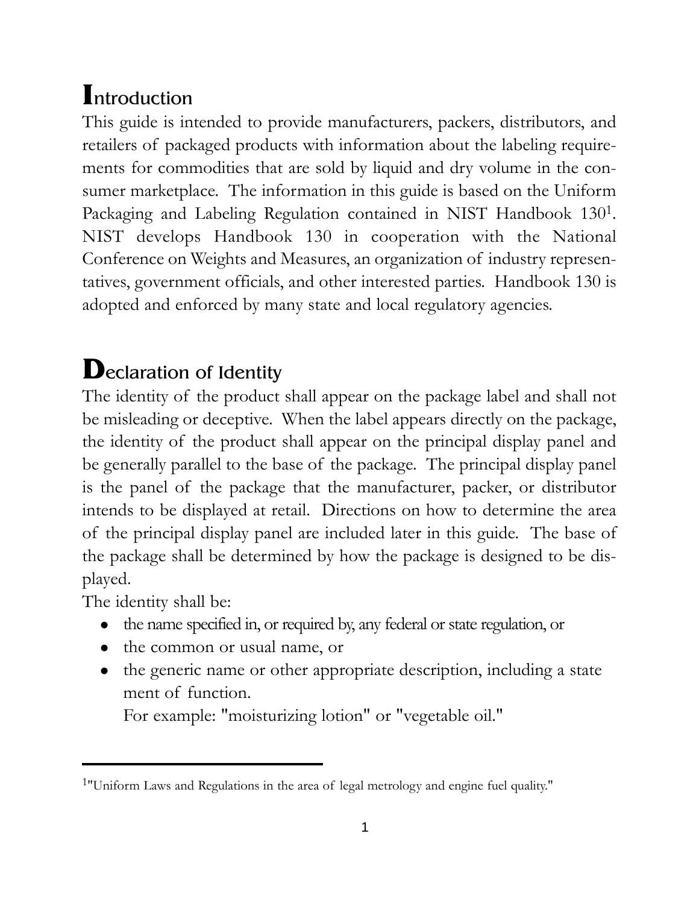# Introduction

This guide is intended to provide manufacturers, packers, distributors, and retailers of packaged products with information about the labeling requirements for commodities that are sold by liquid and dry volume in the consumer marketplace. The information in this guide is based on the Uniform Packaging and Labeling Regulation contained in NIST Handbook 130[1]. NIST develops Handbook 130 in cooperation with the National Conference on Weights and Measures, an organization of industry representatives, government officials, and other interested parties. Handbook 130 is adopted and enforced by many state and local regulatory agencies.

# Declaration of Identity

The identity of the product shall appear on the package label and shall not be misleading or deceptive. When the label appears directly on the package, the identity of the product shall appear on the principal display panel and be generally parallel to the base of the package. The principal display panel is the panel of the package that the manufacturer, packer, or distributor intends to be displayed at retail. Directions on how to determine the area of the principal display panel are included later in this guide. The base of the package shall be determined by how the package is designed to be displayed.

The identity shall be:

- the name specified in, or required by, any federal or state regulation, or
- the common or usual name, or
- the generic name or other appropriate description, including a statement of function.

  For example: "moisturizing lotion" or "vegetable oil."

---

[1] "Uniform Laws and Regulations in the area of legal metrology and engine fuel quality."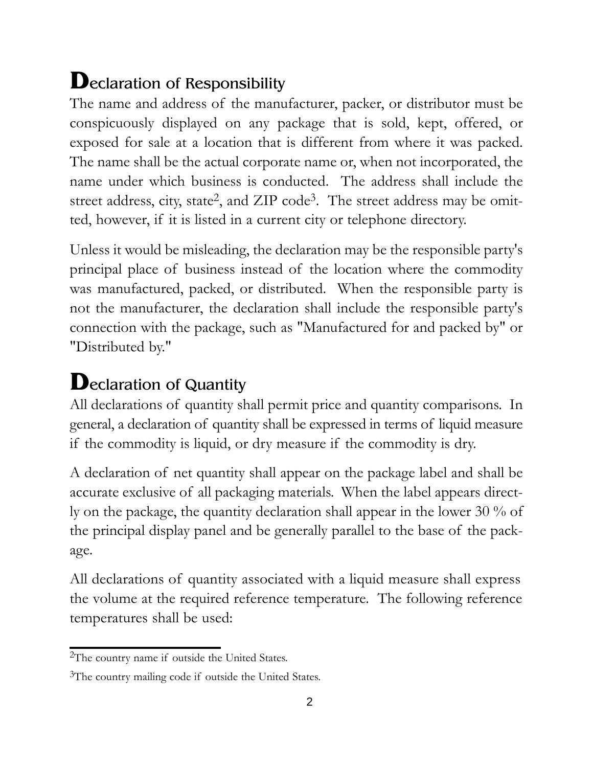## Declaration of Responsibility

The name and address of the manufacturer, packer, or distributor must be conspicuously displayed on any package that is sold, kept, offered, or exposed for sale at a location that is different from where it was packed. The name shall be the actual corporate name or, when not incorporated, the name under which business is conducted. The address shall include the street address, city, state[2], and ZIP code[3]. The street address may be omitted, however, if it is listed in a current city or telephone directory.

Unless it would be misleading, the declaration may be the responsible party's principal place of business instead of the location where the commodity was manufactured, packed, or distributed. When the responsible party is not the manufacturer, the declaration shall include the responsible party's connection with the package, such as "Manufactured for and packed by" or "Distributed by."

## Declaration of Quantity

All declarations of quantity shall permit price and quantity comparisons. In general, a declaration of quantity shall be expressed in terms of liquid measure if the commodity is liquid, or dry measure if the commodity is dry.

A declaration of net quantity shall appear on the package label and shall be accurate exclusive of all packaging materials. When the label appears directly on the package, the quantity declaration shall appear in the lower 30 % of the principal display panel and be generally parallel to the base of the package.

All declarations of quantity associated with a liquid measure shall express the volume at the required reference temperature. The following reference temperatures shall be used:

---

[2]The country name if outside the United States.

[3]The country mailing code if outside the United States.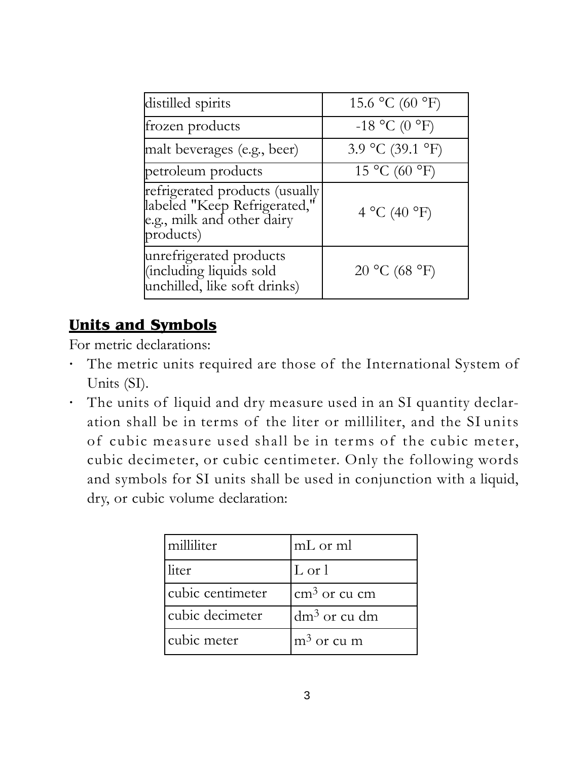| distilled spirits | 15.6 °C (60 °F) |
|---|---|
| frozen products | -18 °C (0 °F) |
| malt beverages (e.g., beer) | 3.9 °C (39.1 °F) |
| petroleum products | 15 °C (60 °F) |
| refrigerated products (usually labeled "Keep Refrigerated," e.g., milk and other dairy products) | 4 °C (40 °F) |
| unrefrigerated products (including liquids sold unchilled, like soft drinks) | 20 °C (68 °F) |

## Units and Symbols

For metric declarations:

- The metric units required are those of the International System of Units (SI).
- The units of liquid and dry measure used in an SI quantity declaration shall be in terms of the liter or milliliter, and the SI units of cubic measure used shall be in terms of the cubic meter, cubic decimeter, or cubic centimeter. Only the following words and symbols for SI units shall be used in conjunction with a liquid, dry, or cubic volume declaration:

| milliliter | mL or ml |
|---|---|
| liter | L or l |
| cubic centimeter | $cm^3$ or cu cm |
| cubic decimeter | $dm^3$ or cu dm |
| cubic meter | $m^3$ or cu m |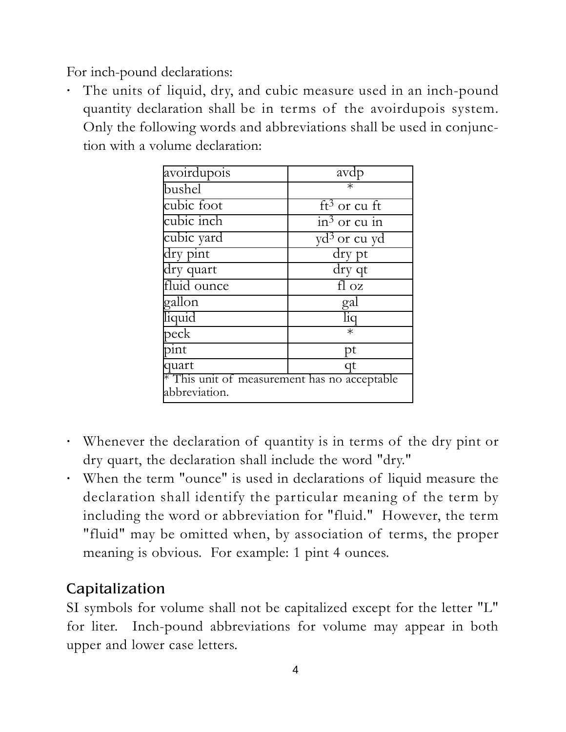For inch-pound declarations:

- The units of liquid, dry, and cubic measure used in an inch-pound quantity declaration shall be in terms of the avoirdupois system. Only the following words and abbreviations shall be used in conjunction with a volume declaration:

| | |
|---|---|
| avoirdupois | avdp |
| bushel | * |
| cubic foot | $ft^3$ or cu ft |
| cubic inch | $in^3$ or cu in |
| cubic yard | $yd^3$ or cu yd |
| dry pint | dry pt |
| dry quart | dry qt |
| fluid ounce | fl oz |
| gallon | gal |
| liquid | liq |
| peck | * |
| pint | pt |
| quart | qt |
| * This unit of measurement has no acceptable abbreviation. | |

- Whenever the declaration of quantity is in terms of the dry pint or dry quart, the declaration shall include the word "dry."
- When the term "ounce" is used in declarations of liquid measure the declaration shall identify the particular meaning of the term by including the word or abbreviation for "fluid." However, the term "fluid" may be omitted when, by association of terms, the proper meaning is obvious. For example: 1 pint 4 ounces.

## Capitalization

SI symbols for volume shall not be capitalized except for the letter "L" for liter. Inch-pound abbreviations for volume may appear in both upper and lower case letters.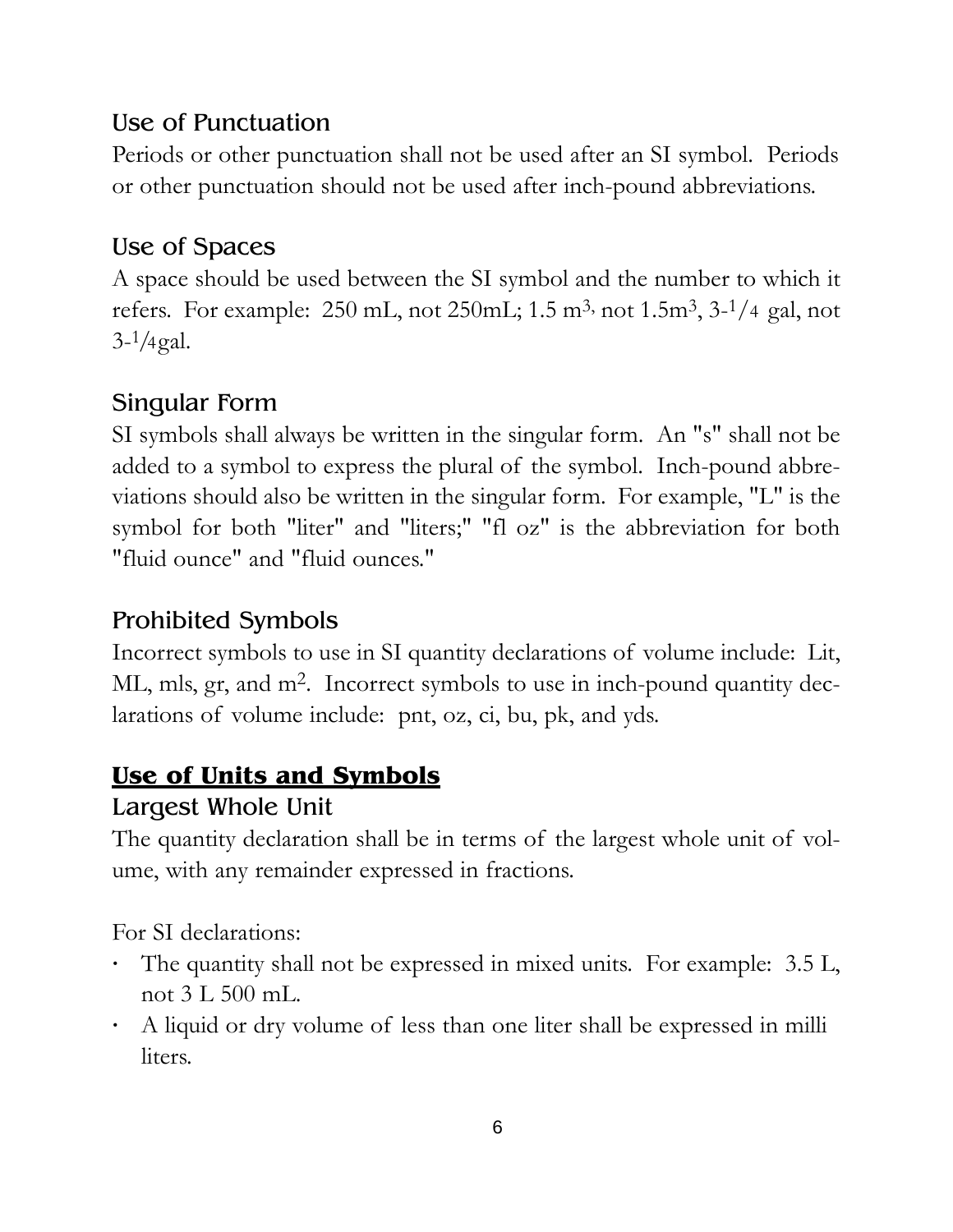### Use of Punctuation

Periods or other punctuation shall not be used after an SI symbol. Periods or other punctuation should not be used after inch-pound abbreviations.

### Use of Spaces

A space should be used between the SI symbol and the number to which it refers. For example: 250 mL, not 250mL; 1.5 $m^3$, not 1.5$m^3$, 3-1/4 gal, not 3-1/4gal.

### Singular Form

SI symbols shall always be written in the singular form. An "s" shall not be added to a symbol to express the plural of the symbol. Inch-pound abbreviations should also be written in the singular form. For example, "L" is the symbol for both "liter" and "liters;" "fl oz" is the abbreviation for both "fluid ounce" and "fluid ounces."

### Prohibited Symbols

Incorrect symbols to use in SI quantity declarations of volume include: Lit, ML, mls, gr, and $m^2$. Incorrect symbols to use in inch-pound quantity declarations of volume include: pnt, oz, ci, bu, pk, and yds.

## Use of Units and Symbols

### Largest Whole Unit

The quantity declaration shall be in terms of the largest whole unit of volume, with any remainder expressed in fractions.

For SI declarations:

- The quantity shall not be expressed in mixed units. For example: 3.5 L, not 3 L 500 mL.
- A liquid or dry volume of less than one liter shall be expressed in milli liters.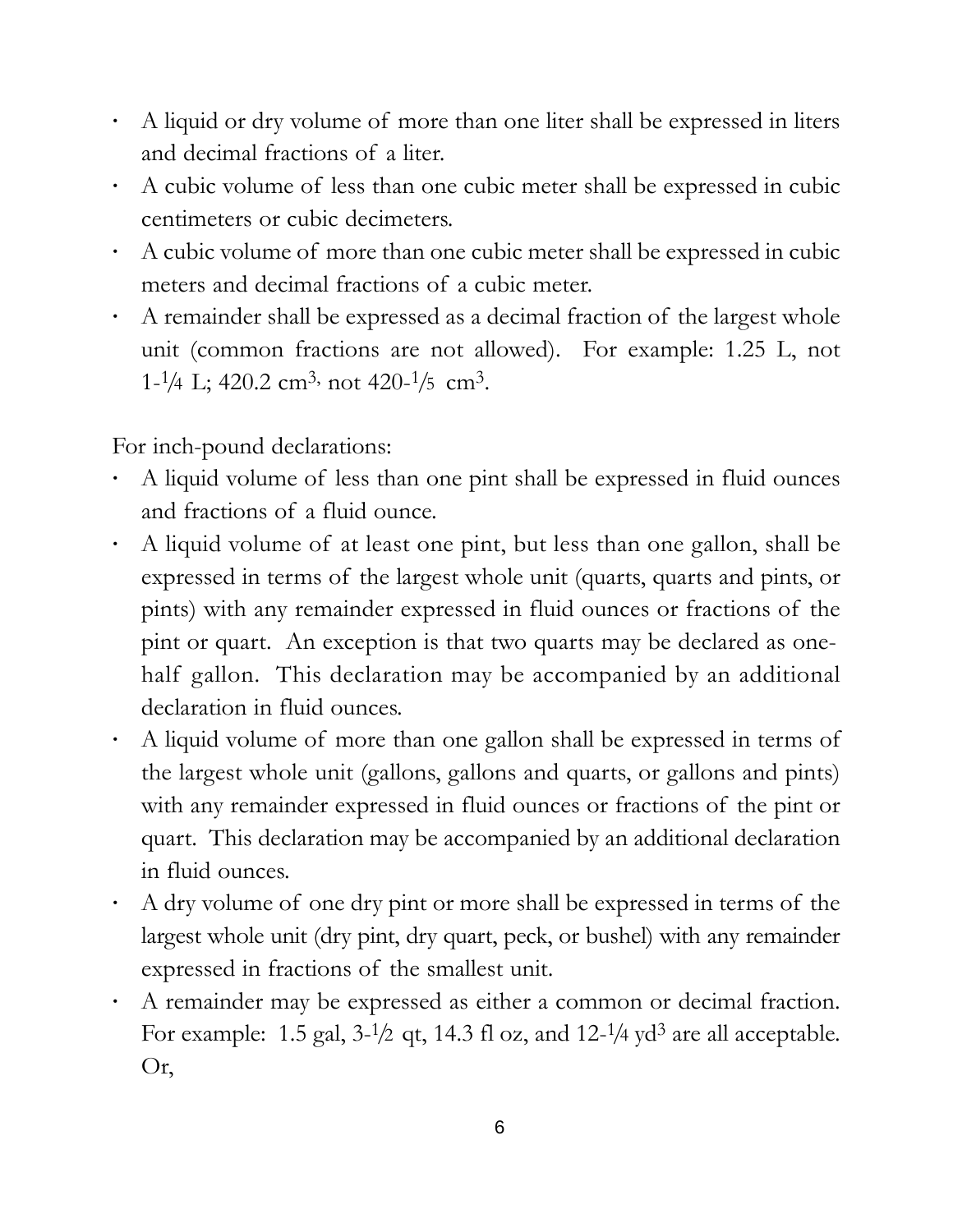- A liquid or dry volume of more than one liter shall be expressed in liters and decimal fractions of a liter.
- A cubic volume of less than one cubic meter shall be expressed in cubic centimeters or cubic decimeters.
- A cubic volume of more than one cubic meter shall be expressed in cubic meters and decimal fractions of a cubic meter.
- A remainder shall be expressed as a decimal fraction of the largest whole unit (common fractions are not allowed). For example: 1.25 L, not 1-¼ L; 420.2 $cm^3$, not 420-⅕ $cm^3$.

For inch-pound declarations:

- A liquid volume of less than one pint shall be expressed in fluid ounces and fractions of a fluid ounce.
- A liquid volume of at least one pint, but less than one gallon, shall be expressed in terms of the largest whole unit (quarts, quarts and pints, or pints) with any remainder expressed in fluid ounces or fractions of the pint or quart. An exception is that two quarts may be declared as one-half gallon. This declaration may be accompanied by an additional declaration in fluid ounces.
- A liquid volume of more than one gallon shall be expressed in terms of the largest whole unit (gallons, gallons and quarts, or gallons and pints) with any remainder expressed in fluid ounces or fractions of the pint or quart. This declaration may be accompanied by an additional declaration in fluid ounces.
- A dry volume of one dry pint or more shall be expressed in terms of the largest whole unit (dry pint, dry quart, peck, or bushel) with any remainder expressed in fractions of the smallest unit.
- A remainder may be expressed as either a common or decimal fraction. For example: 1.5 gal, 3-½ qt, 14.3 fl oz, and 12-¼ $yd^3$ are all acceptable. Or,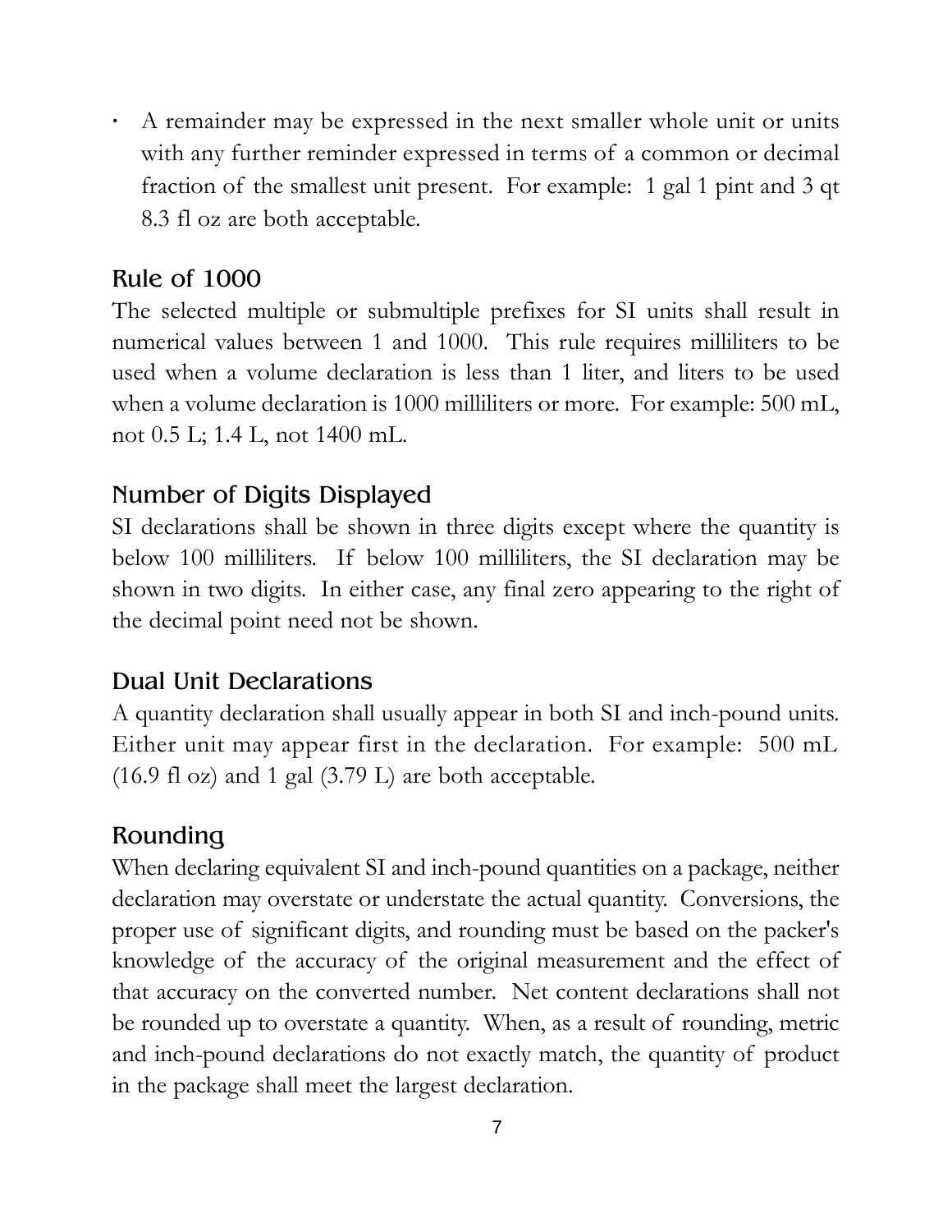- A remainder may be expressed in the next smaller whole unit or units with any further reminder expressed in terms of a common or decimal fraction of the smallest unit present. For example: 1 gal 1 pint and 3 qt 8.3 fl oz are both acceptable.

## Rule of 1000

The selected multiple or submultiple prefixes for SI units shall result in numerical values between 1 and 1000. This rule requires milliliters to be used when a volume declaration is less than 1 liter, and liters to be used when a volume declaration is 1000 milliliters or more. For example: 500 mL, not 0.5 L; 1.4 L, not 1400 mL.

## Number of Digits Displayed

SI declarations shall be shown in three digits except where the quantity is below 100 milliliters. If below 100 milliliters, the SI declaration may be shown in two digits. In either case, any final zero appearing to the right of the decimal point need not be shown.

## Dual Unit Declarations

A quantity declaration shall usually appear in both SI and inch-pound units. Either unit may appear first in the declaration. For example: 500 mL (16.9 fl oz) and 1 gal (3.79 L) are both acceptable.

## Rounding

When declaring equivalent SI and inch-pound quantities on a package, neither declaration may overstate or understate the actual quantity. Conversions, the proper use of significant digits, and rounding must be based on the packer's knowledge of the accuracy of the original measurement and the effect of that accuracy on the converted number. Net content declarations shall not be rounded up to overstate a quantity. When, as a result of rounding, metric and inch-pound declarations do not exactly match, the quantity of product in the package shall meet the largest declaration.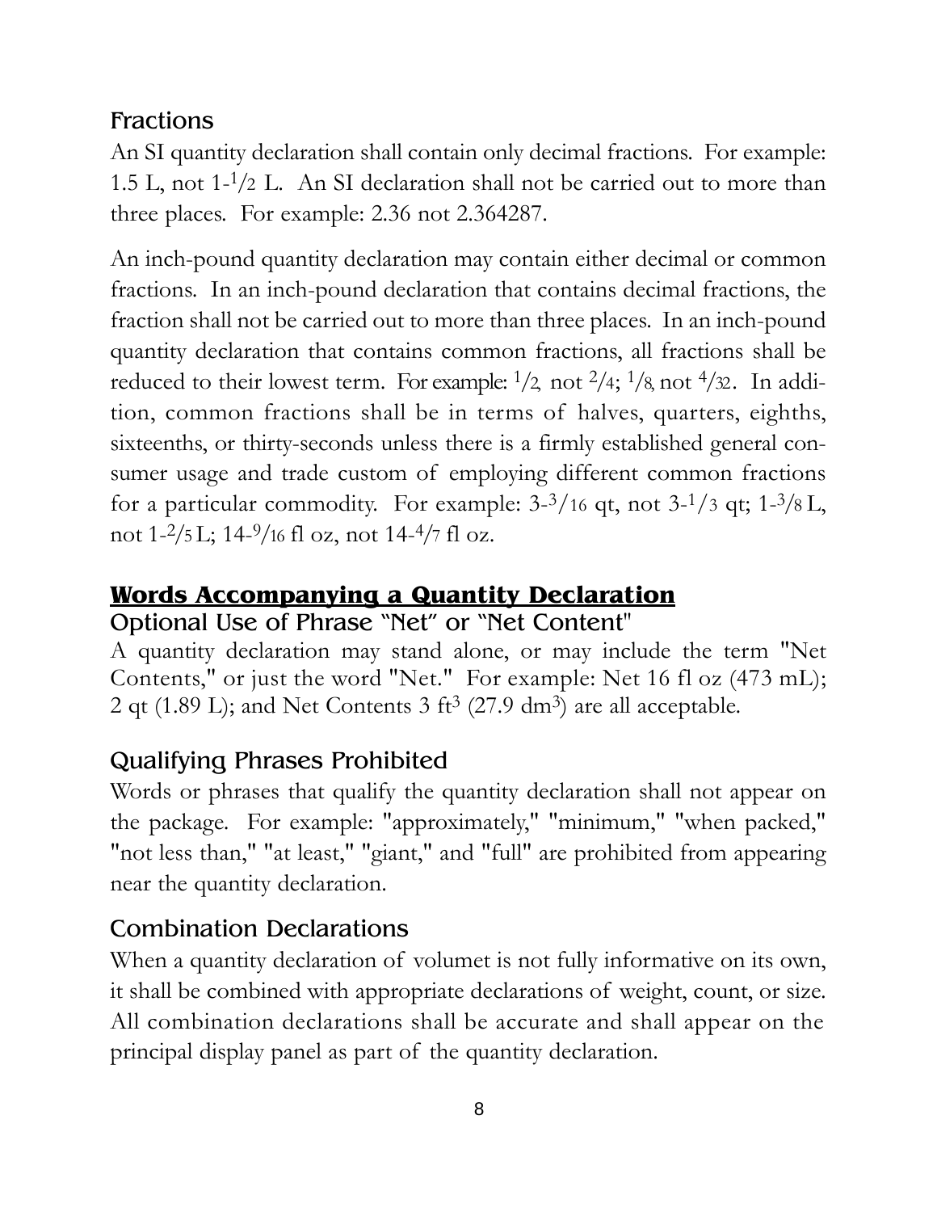## Fractions

An SI quantity declaration shall contain only decimal fractions. For example: 1.5 L, not 1-$^{1}/_{2}$ L. An SI declaration shall not be carried out to more than three places. For example: 2.36 not 2.364287.

An inch-pound quantity declaration may contain either decimal or common fractions. In an inch-pound declaration that contains decimal fractions, the fraction shall not be carried out to more than three places. In an inch-pound quantity declaration that contains common fractions, all fractions shall be reduced to their lowest term. For example: $^{1}/_{2}$, not $^{2}/_{4}$; $^{1}/_{8}$, not $^{4}/_{32}$. In addition, common fractions shall be in terms of halves, quarters, eighths, sixteenths, or thirty-seconds unless there is a firmly established general consumer usage and trade custom of employing different common fractions for a particular commodity. For example: 3-$^{3}/_{16}$ qt, not 3-$^{1}/_{3}$ qt; 1-$^{3}/_{8}$ L, not 1-$^{2}/_{5}$ L; 14-$^{9}/_{16}$ fl oz, not 14-$^{4}/_{7}$ fl oz.

## **Words Accompanying a Quantity Declaration**

### Optional Use of Phrase "Net" or "Net Content"

A quantity declaration may stand alone, or may include the term "Net Contents," or just the word "Net." For example: Net 16 fl oz (473 mL); 2 qt (1.89 L); and Net Contents 3 $ft^3$ (27.9 $dm^3$) are all acceptable.

### Qualifying Phrases Prohibited

Words or phrases that qualify the quantity declaration shall not appear on the package. For example: "approximately," "minimum," "when packed," "not less than," "at least," "giant," and "full" are prohibited from appearing near the quantity declaration.

### Combination Declarations

When a quantity declaration of volumet is not fully informative on its own, it shall be combined with appropriate declarations of weight, count, or size. All combination declarations shall be accurate and shall appear on the principal display panel as part of the quantity declaration.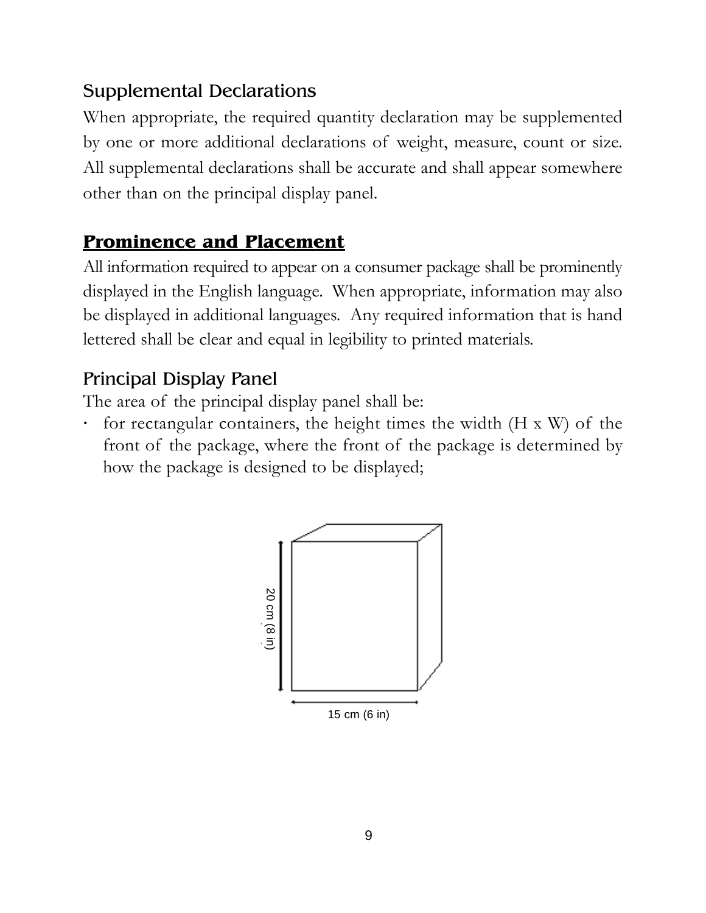### Supplemental Declarations

When appropriate, the required quantity declaration may be supplemented by one or more additional declarations of weight, measure, count or size. All supplemental declarations shall be accurate and shall appear somewhere other than on the principal display panel.

## **Prominence and Placement**

All information required to appear on a consumer package shall be prominently displayed in the English language. When appropriate, information may also be displayed in additional languages. Any required information that is hand lettered shall be clear and equal in legibility to printed materials.

### Principal Display Panel

The area of the principal display panel shall be:

- for rectangular containers, the height times the width (H x W) of the front of the package, where the front of the package is determined by how the package is designed to be displayed;

20 cm (8 in)

15 cm (6 in)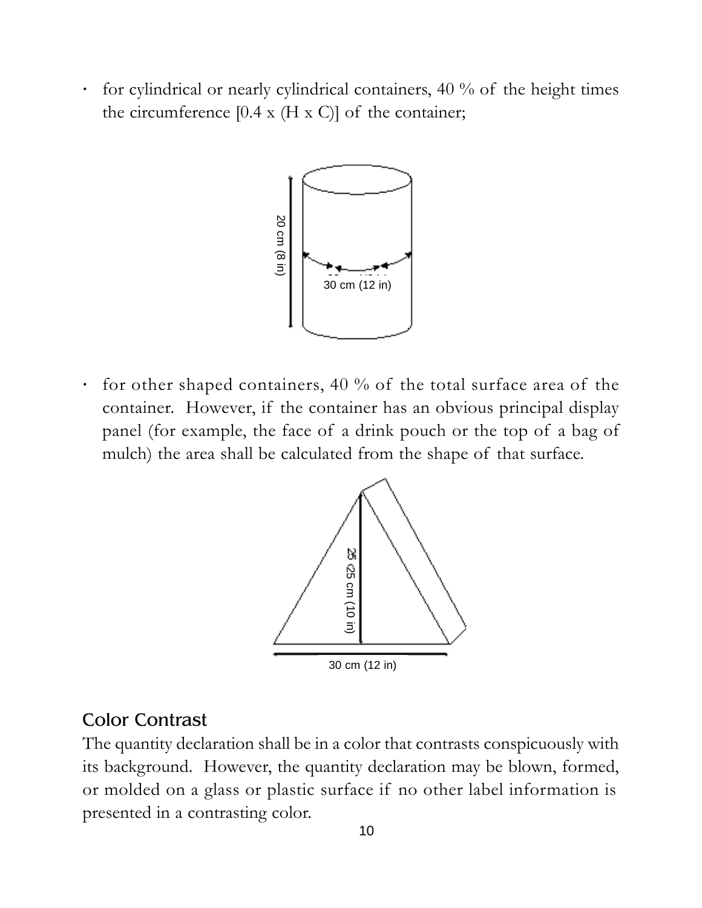- for cylindrical or nearly cylindrical containers, 40 % of the height times the circumference [0.4 x (H x C)] of the container;

20 cm (8 in)

30 cm (12 in)

- for other shaped containers, 40 % of the total surface area of the container. However, if the container has an obvious principal display panel (for example, the face of a drink pouch or the top of a bag of mulch) the area shall be calculated from the shape of that surface.

25 cm (10 in)

30 cm (12 in)

## Color Contrast

The quantity declaration shall be in a color that contrasts conspicuously with its background. However, the quantity declaration may be blown, formed, or molded on a glass or plastic surface if no other label information is presented in a contrasting color.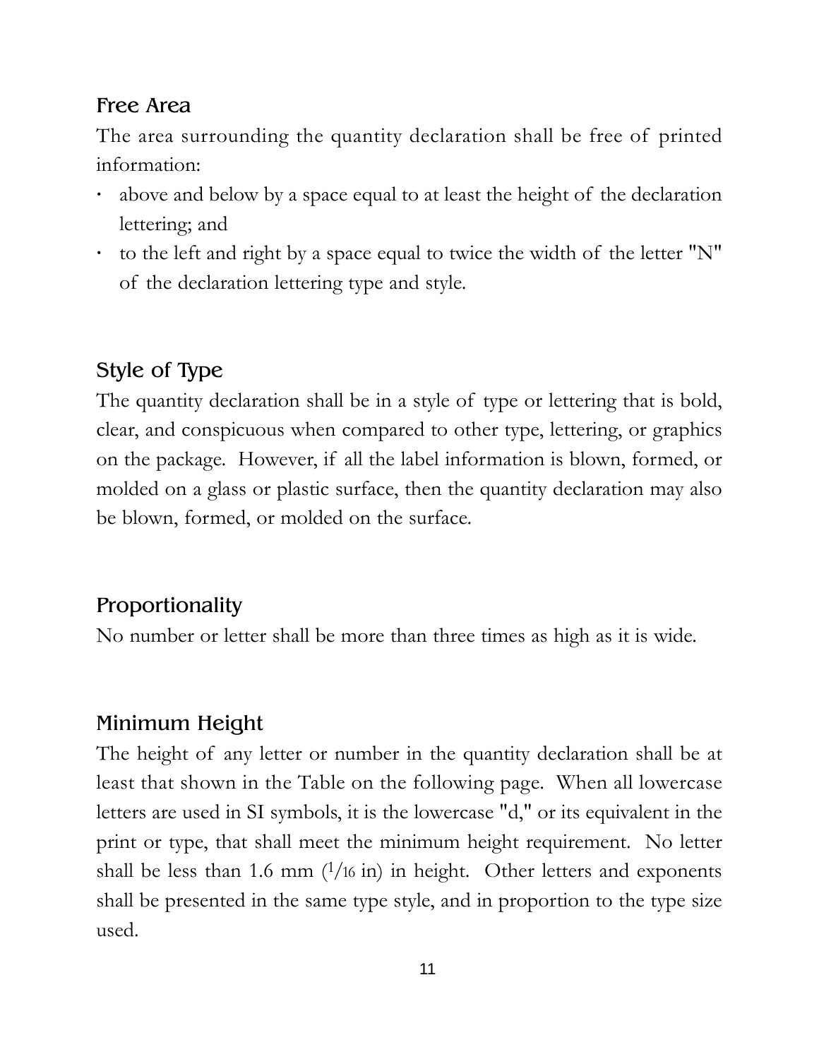## Free Area

The area surrounding the quantity declaration shall be free of printed information:

- above and below by a space equal to at least the height of the declaration lettering; and
- to the left and right by a space equal to twice the width of the letter "N" of the declaration lettering type and style.

## Style of Type

The quantity declaration shall be in a style of type or lettering that is bold, clear, and conspicuous when compared to other type, lettering, or graphics on the package. However, if all the label information is blown, formed, or molded on a glass or plastic surface, then the quantity declaration may also be blown, formed, or molded on the surface.

## Proportionality

No number or letter shall be more than three times as high as it is wide.

## Minimum Height

The height of any letter or number in the quantity declaration shall be at least that shown in the Table on the following page. When all lowercase letters are used in SI symbols, it is the lowercase "d," or its equivalent in the print or type, that shall meet the minimum height requirement. No letter shall be less than 1.6 mm (1/16 in) in height. Other letters and exponents shall be presented in the same type style, and in proportion to the type size used.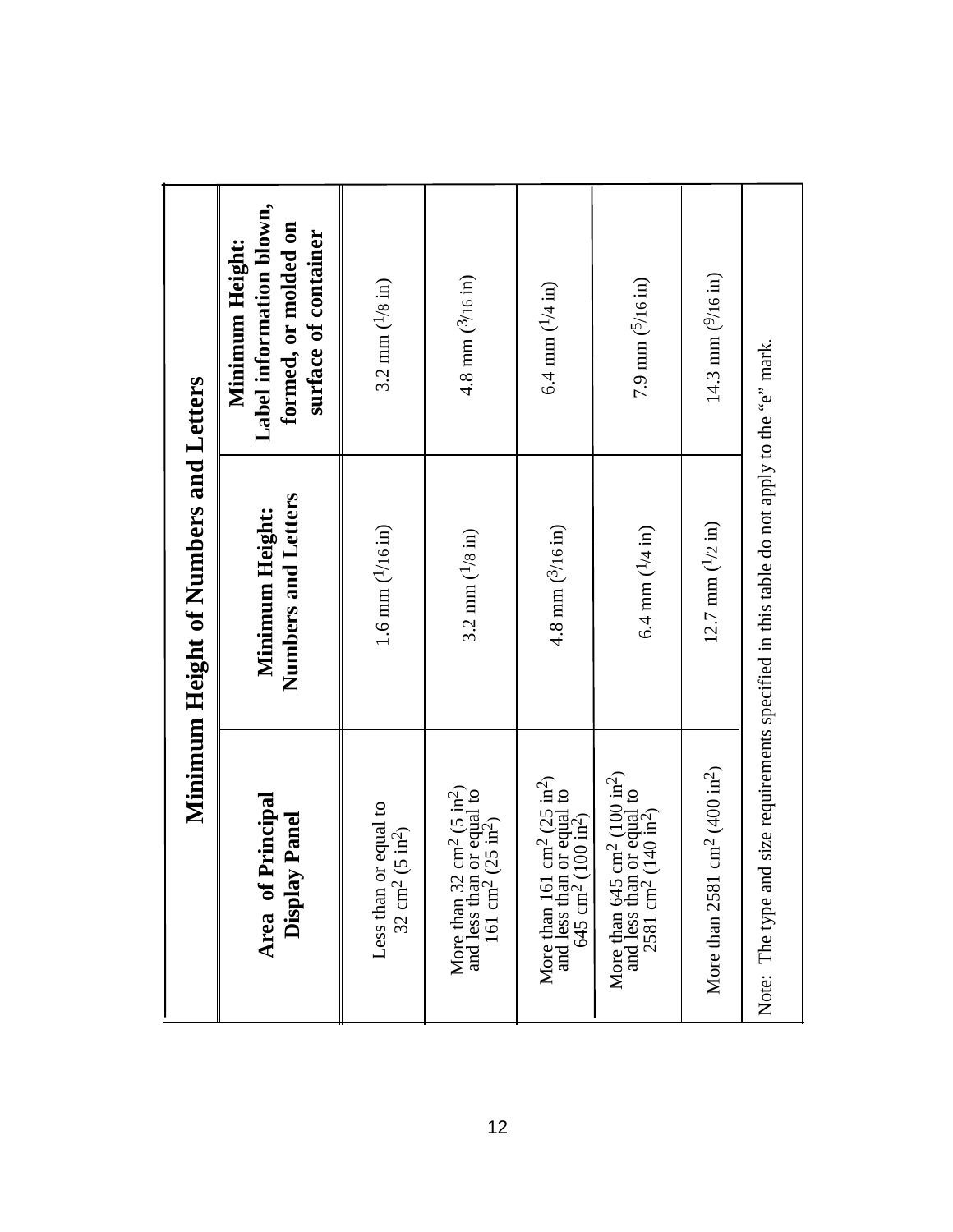## Minimum Height of Numbers and Letters

| Area of Principal Display Panel | Minimum Height: Numbers and Letters | Minimum Height: Label information blown, formed, or molded on surface of container |
|---|---|---|
| Less than or equal to 32 $cm^2$ (5 $in^2$) | 1.6 mm (1/16 in) | 3.2 mm (1/8 in) |
| More than 32 $cm^2$ (5 $in^2$) and less than or equal to 161 $cm^2$ (25 $in^2$) | 3.2 mm (1/8 in) | 4.8 mm (3/16 in) |
| More than 161 $cm^2$ (25 $in^2$) and less than or equal to 645 $cm^2$ (100 $in^2$) | 4.8 mm (3/16 in) | 6.4 mm (1/4 in) |
| More than 645 $cm^2$ (100 $in^2$) and less than or equal to 2581 $cm^2$ (140 $in^2$) | 6.4 mm (1/4 in) | 7.9 mm (5/16 in) |
| More than 2581 $cm^2$ (400 $in^2$) | 12.7 mm (1/2 in) | 14.3 mm (9/16 in) |

Note: The type and size requirements specified in this table do not apply to the "e" mark.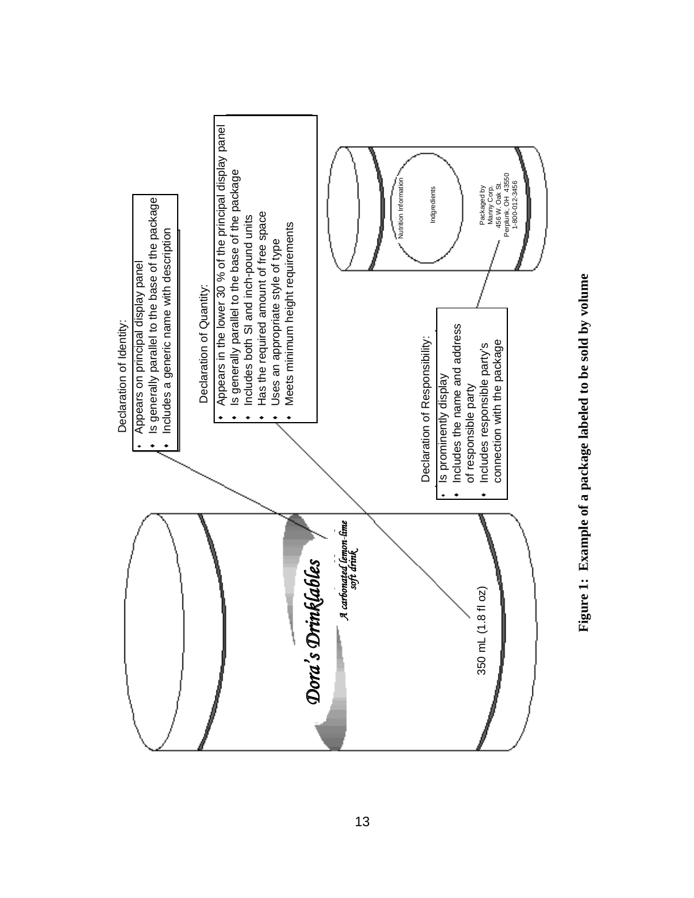Declaration of Identity:

- Appears on principal display panel
- Is generally parallel to the base of the package
- Includes a generic name with description

Declaration of Quantity:

- Appears in the lower 30 % of the principal display panel
- Is generally parallel to the base of the package
- Includes both SI and inch-pound units
- Has the required amount of free space
- Uses an appropriate style of type
- Meets minimum height requirements

Declaration of Responsibility:

- Is prominently display
- Includes the name and address of responsible party
- Includes responsible party's connection with the package

*Dora's Drinklables*

*A carbonated lemon-lime soft drink*

350 mL (1.8 fl oz)

Nutrition Information

Indgredients

Packaged by
Manny Corp.
456 W. Oak St.
Perplunk, OH 43550
1-800-012-3456

**Figure 1: Example of a package labeled to be sold by volume**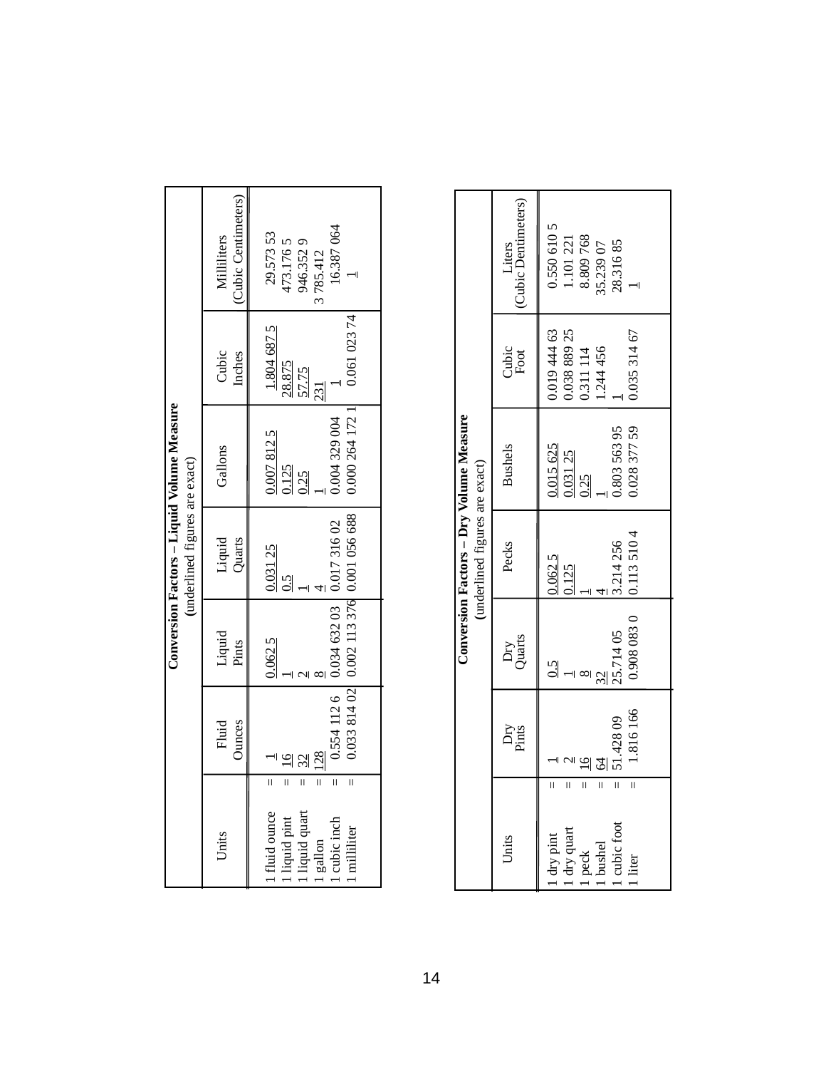## Conversion Factors – Liquid Volume Measure

(underlined figures are exact)

| Units | | Fluid Ounces | Liquid Pints | Liquid Quarts | Gallons | Cubic Inches | Milliliters (Cubic Centimeters) |
|---|---|---|---|---|---|---|---|
| 1 fluid ounce | = | 1 | 0.062 5 | 0.031 25 | 0.007 812 5 | 1.804 687 5 | 29.573 53 |
| 1 liquid pint | = | 16 | 1 | 0.5 | 0.125 | 28.875 | 473.176 5 |
| 1 liquid quart | = | 32 | 2 | 1 | 0.25 | 57.75 | 946.352 9 |
| 1 gallon | = | 128 | 8 | 4 | 1 | 231 | 3 785.412 |
| 1 cubic inch | = | 0.554 112 6 | 0.034 632 03 | 0.017 316 02 | 0.004 329 004 | 1 | 16.387 064 |
| 1 milliliter | = | 0.033 814 02 | 0.002 113 376 | 0.001 056 688 | 0.000 264 172 1 | 0.061 023 74 | 1 |

## Conversion Factors – Dry Volume Measure

(underlined figures are exact)

| Units | | Dry Pints | Dry Quarts | Pecks | Bushels | Cubic Foot | Liters (Cubic Dentimeters) |
|---|---|---|---|---|---|---|---|
| 1 dry pint | = | 1 | 0.5 | 0.062 5 | 0.015 625 | 0.019 444 63 | 0.550 610 5 |
| 1 dry quart | = | 2 | 1 | 0.125 | 0.031 25 | 0.038 889 25 | 1.101 221 |
| 1 peck | = | 16 | 8 | 1 | 0.25 | 0.311 114 | 8.809 768 |
| 1 bushel | = | 64 | 32 | 4 | 1 | 1.244 456 | 35.239 07 |
| 1 cubic foot | = | 51.428 09 | 25.714 05 | 3.214 256 | 0.803 563 95 | 1 | 28.316 85 |
| 1 liter | = | 1.816 166 | 0.908 083 0 | 0.113 510 4 | 0.028 377 59 | 0.035 314 67 | 1 |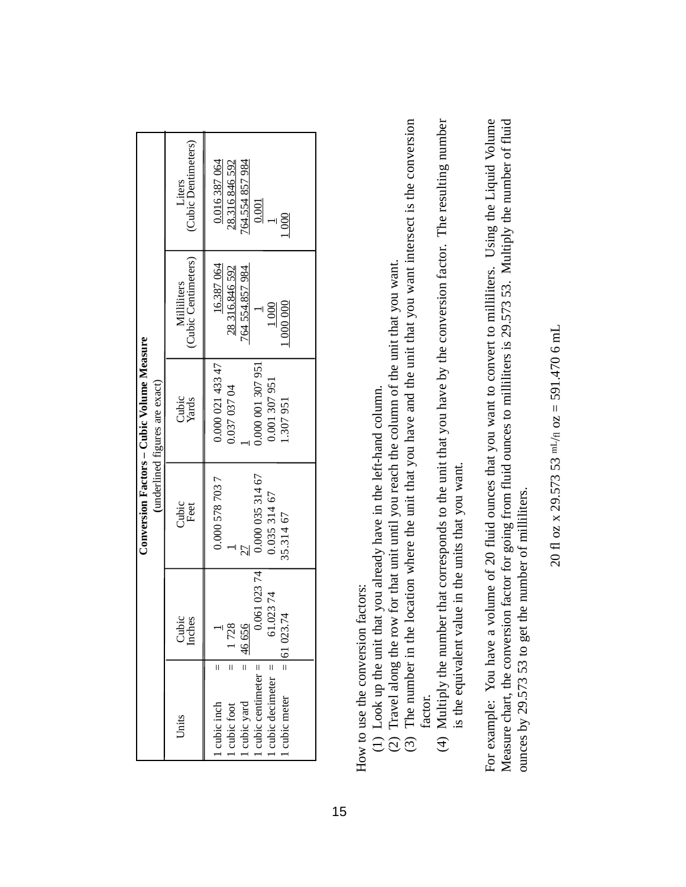**Conversion Factors – Cubic Volume Measure**

(underlined figures are exact)

| Units | | Cubic Inches | Cubic Feet | Cubic Yards | Milliliters (Cubic Centimeters) | Liters (Cubic Dentimeters) |
|---|---|---|---|---|---|---|
| 1 cubic inch | = | <u>1</u> | 0.000 578 703 7 | 0.000 021 433 47 | <u>16.387 064</u> | <u>0.016 387 064</u> |
| 1 cubic foot | = | <u>1 728</u> | <u>1</u> | 0.037 037 04 | <u>28 316.846 592</u> | <u>28.316 846 592</u> |
| 1 cubic yard | = | <u>46 656</u> | <u>27</u> | <u>1</u> | <u>764 554.857 984</u> | <u>764.554 857 984</u> |
| 1 cubic centimeter | = | 0.061 023 74 | 0.000 035 314 67 | 0.000 001 307 951 | <u>1</u> | <u>0.001</u> |
| 1 cubic decimeter | = | 61.023 74 | 0.035 314 67 | 0.001 307 951 | <u>1 000</u> | <u>1</u> |
| 1 cubic meter | = | 61 023.74 | 35.314 67 | 1.307 951 | <u>1 000 000</u> | <u>1 000</u> |

How to use the conversion factors:

(1) Look up the unit that you already have in the left-hand column.

(2) Travel along the row for that unit until you reach the column of the unit that you want.

(3) The number in the location where the unit that you have and the unit that you want intersect is the conversion factor.

(4) Multiply the number that corresponds to the unit that you have by the conversion factor. The resulting number is the equivalent value in the units that you want.

For example: You have a volume of 20 fluid ounces that you want to convert to milliliters. Using the Liquid Volume Measure chart, the conversion factor for going from fluid ounces to milliliters is 29.573 53. Multiply the number of fluid ounces by 29.573 53 to get the number of milliliters.

$$20 \text{ fl oz} \times 29.573\,53 \text{ mL/fl oz} = 591.470\,6 \text{ mL}$$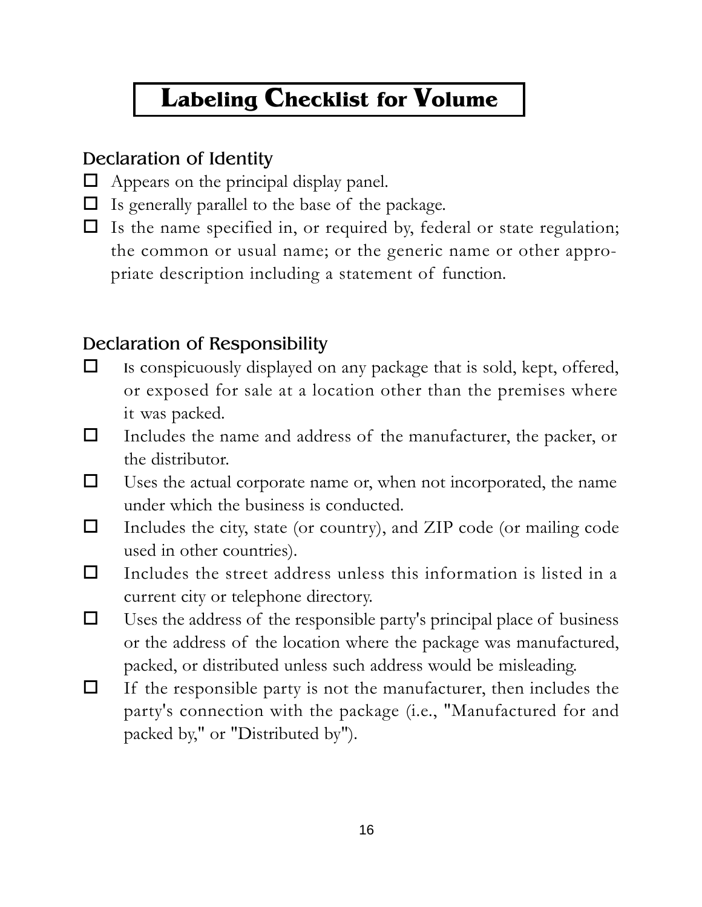# Labeling Checklist for Volume

## Declaration of Identity

- ☐ Appears on the principal display panel.
- ☐ Is generally parallel to the base of the package.
- ☐ Is the name specified in, or required by, federal or state regulation; the common or usual name; or the generic name or other appropriate description including a statement of function.

## Declaration of Responsibility

- ☐ Is conspicuously displayed on any package that is sold, kept, offered, or exposed for sale at a location other than the premises where it was packed.
- ☐ Includes the name and address of the manufacturer, the packer, or the distributor.
- ☐ Uses the actual corporate name or, when not incorporated, the name under which the business is conducted.
- ☐ Includes the city, state (or country), and ZIP code (or mailing code used in other countries).
- ☐ Includes the street address unless this information is listed in a current city or telephone directory.
- ☐ Uses the address of the responsible party's principal place of business or the address of the location where the package was manufactured, packed, or distributed unless such address would be misleading.
- ☐ If the responsible party is not the manufacturer, then includes the party's connection with the package (i.e., "Manufactured for and packed by," or "Distributed by").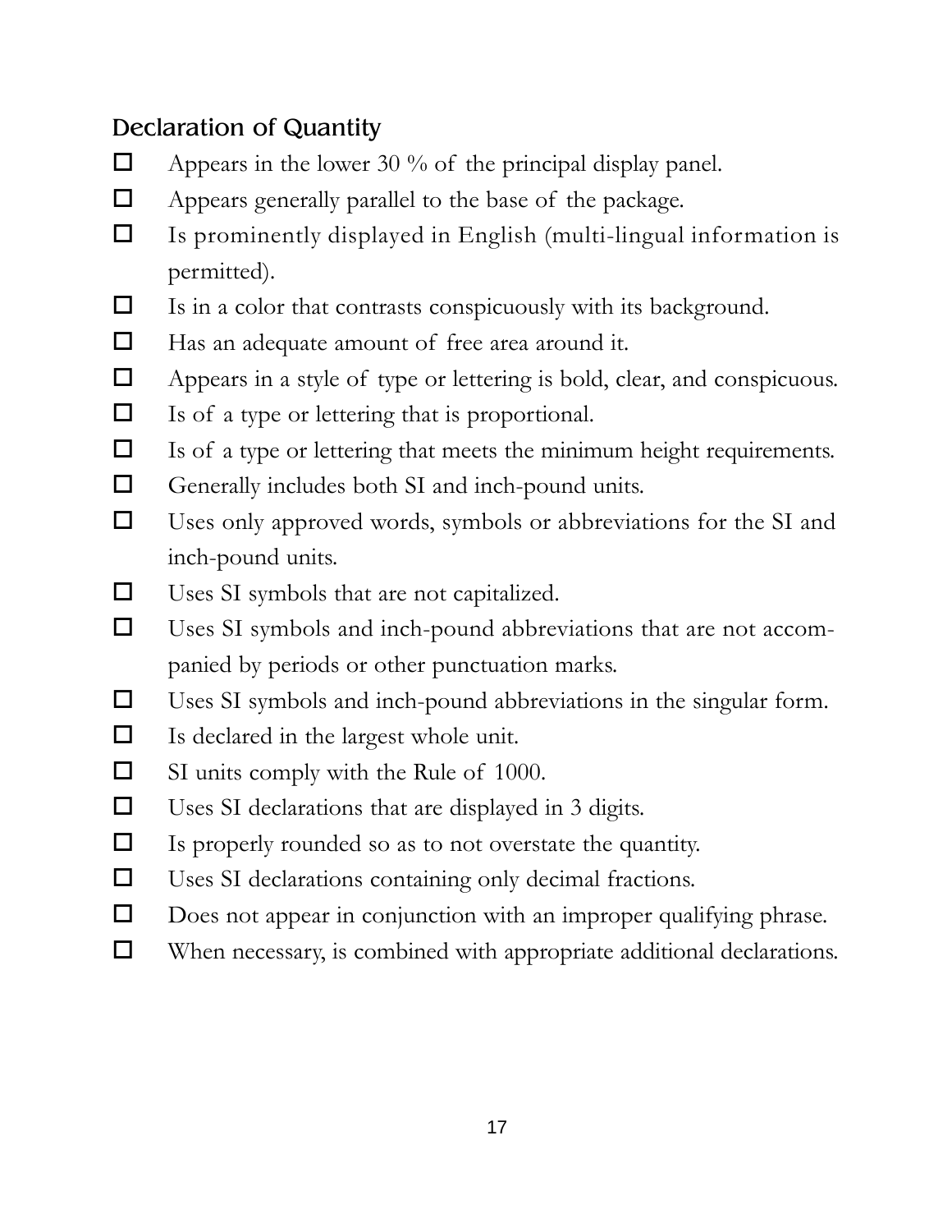## Declaration of Quantity

- ☐ Appears in the lower 30 % of the principal display panel.
- ☐ Appears generally parallel to the base of the package.
- ☐ Is prominently displayed in English (multi-lingual information is permitted).
- ☐ Is in a color that contrasts conspicuously with its background.
- ☐ Has an adequate amount of free area around it.
- ☐ Appears in a style of type or lettering is bold, clear, and conspicuous.
- ☐ Is of a type or lettering that is proportional.
- ☐ Is of a type or lettering that meets the minimum height requirements.
- ☐ Generally includes both SI and inch-pound units.
- ☐ Uses only approved words, symbols or abbreviations for the SI and inch-pound units.
- ☐ Uses SI symbols that are not capitalized.
- ☐ Uses SI symbols and inch-pound abbreviations that are not accompanied by periods or other punctuation marks.
- ☐ Uses SI symbols and inch-pound abbreviations in the singular form.
- ☐ Is declared in the largest whole unit.
- ☐ SI units comply with the Rule of 1000.
- ☐ Uses SI declarations that are displayed in 3 digits.
- ☐ Is properly rounded so as to not overstate the quantity.
- ☐ Uses SI declarations containing only decimal fractions.
- ☐ Does not appear in conjunction with an improper qualifying phrase.
- ☐ When necessary, is combined with appropriate additional declarations.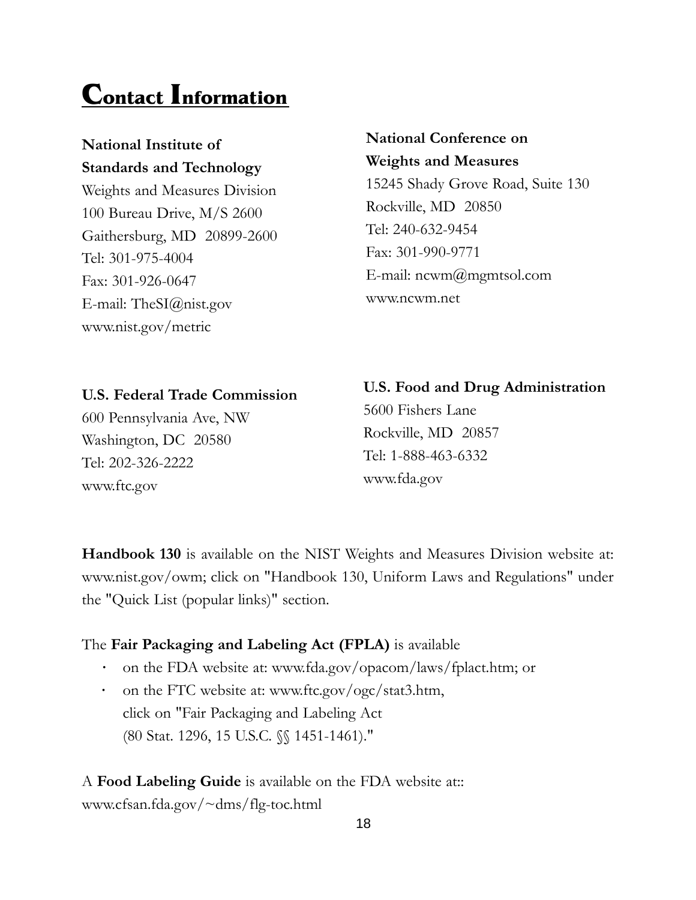# Contact Information

**National Institute of Standards and Technology**
Weights and Measures Division
100 Bureau Drive, M/S 2600
Gaithersburg, MD 20899-2600
Tel: 301-975-4004
Fax: 301-926-0647
E-mail: TheSI@nist.gov
www.nist.gov/metric

**National Conference on Weights and Measures**
15245 Shady Grove Road, Suite 130
Rockville, MD 20850
Tel: 240-632-9454
Fax: 301-990-9771
E-mail: ncwm@mgmtsol.com
www.ncwm.net

**U.S. Federal Trade Commission**
600 Pennsylvania Ave, NW
Washington, DC 20580
Tel: 202-326-2222
www.ftc.gov

**U.S. Food and Drug Administration**
5600 Fishers Lane
Rockville, MD 20857
Tel: 1-888-463-6332
www.fda.gov

**Handbook 130** is available on the NIST Weights and Measures Division website at: www.nist.gov/owm; click on "Handbook 130, Uniform Laws and Regulations" under the "Quick List (popular links)" section.

The **Fair Packaging and Labeling Act (FPLA)** is available

- on the FDA website at: www.fda.gov/opacom/laws/fplact.htm; or
- on the FTC website at: www.ftc.gov/ogc/stat3.htm, click on "Fair Packaging and Labeling Act (80 Stat. 1296, 15 U.S.C. §§ 1451-1461)."

A **Food Labeling Guide** is available on the FDA website at:: www.cfsan.fda.gov/~dms/flg-toc.html